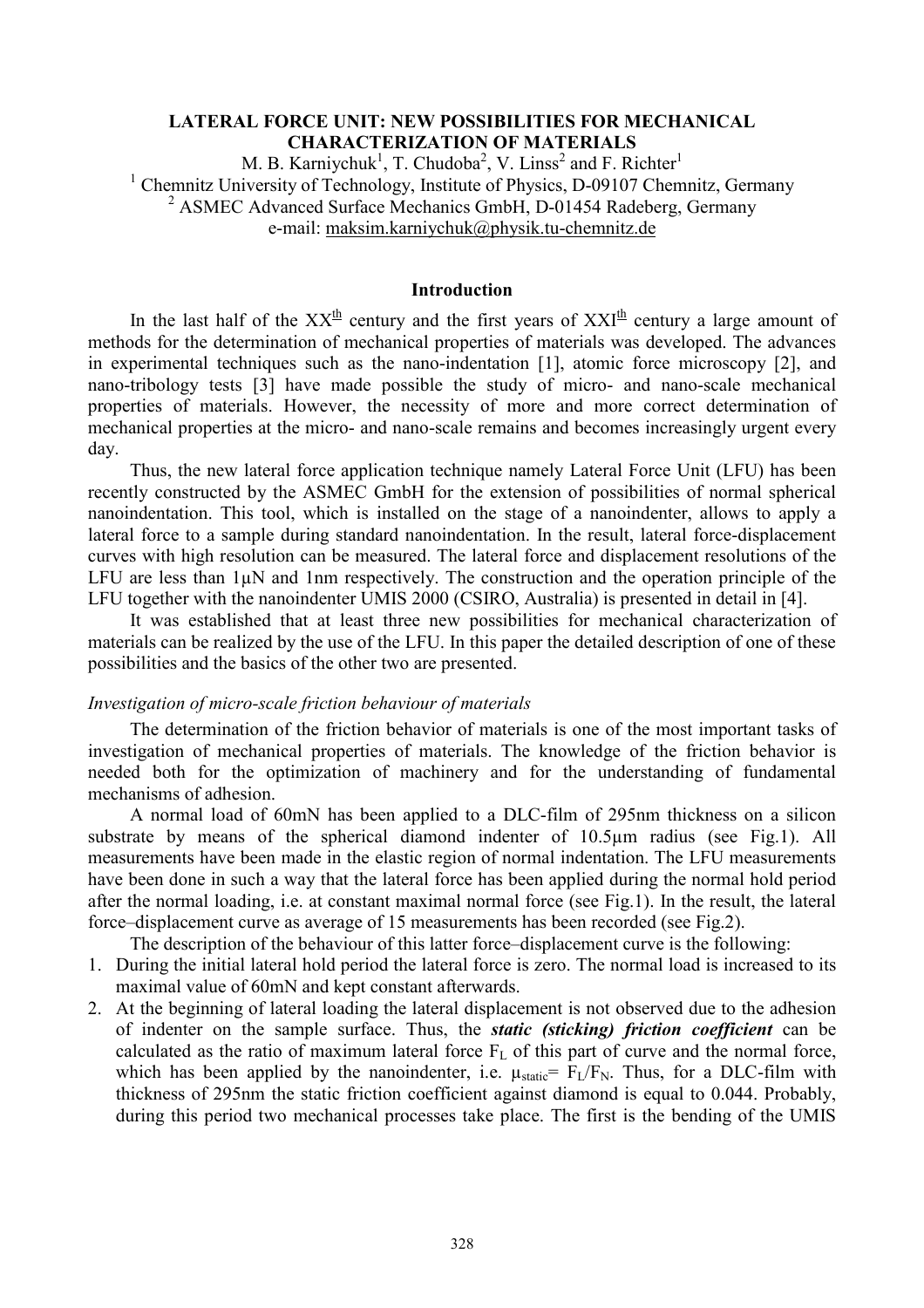# LATERAL FORCE UNIT: NEW POSSIBILITIES FOR MECHANICAL CHARACTERIZATION OF MATERIALS

M. B. Karniychuk[1], T. Chudoba[2], V. Linss[2] and F. Richter[1]

[1] Chemnitz University of Technology, Institute of Physics, D-09107 Chemnitz, Germany

[2] ASMEC Advanced Surface Mechanics GmbH, D-01454 Radeberg, Germany

e-mail: maksim.karniychuk@physik.tu-chemnitz.de

## Introduction

In the last half of the XX$^{\underline{th}}$ century and the first years of XXI$^{\underline{th}}$ century a large amount of methods for the determination of mechanical properties of materials was developed. The advances in experimental techniques such as the nano-indentation [1], atomic force microscopy [2], and nano-tribology tests [3] have made possible the study of micro- and nano-scale mechanical properties of materials. However, the necessity of more and more correct determination of mechanical properties at the micro- and nano-scale remains and becomes increasingly urgent every day.

Thus, the new lateral force application technique namely Lateral Force Unit (LFU) has been recently constructed by the ASMEC GmbH for the extension of possibilities of normal spherical nanoindentation. This tool, which is installed on the stage of a nanoindenter, allows to apply a lateral force to a sample during standard nanoindentation. In the result, lateral force-displacement curves with high resolution can be measured. The lateral force and displacement resolutions of the LFU are less than 1μN and 1nm respectively. The construction and the operation principle of the LFU together with the nanoindenter UMIS 2000 (CSIRO, Australia) is presented in detail in [4].

It was established that at least three new possibilities for mechanical characterization of materials can be realized by the use of the LFU. In this paper the detailed description of one of these possibilities and the basics of the other two are presented.

### *Investigation of micro-scale friction behaviour of materials*

The determination of the friction behavior of materials is one of the most important tasks of investigation of mechanical properties of materials. The knowledge of the friction behavior is needed both for the optimization of machinery and for the understanding of fundamental mechanisms of adhesion.

A normal load of 60mN has been applied to a DLC-film of 295nm thickness on a silicon substrate by means of the spherical diamond indenter of 10.5μm radius (see Fig.1). All measurements have been made in the elastic region of normal indentation. The LFU measurements have been done in such a way that the lateral force has been applied during the normal hold period after the normal loading, i.e. at constant maximal normal force (see Fig.1). In the result, the lateral force–displacement curve as average of 15 measurements has been recorded (see Fig.2).

The description of the behaviour of this latter force–displacement curve is the following:

1. During the initial lateral hold period the lateral force is zero. The normal load is increased to its maximal value of 60mN and kept constant afterwards.
2. At the beginning of lateral loading the lateral displacement is not observed due to the adhesion of indenter on the sample surface. Thus, the ***static (sticking) friction coefficient*** can be calculated as the ratio of maximum lateral force $F_L$ of this part of curve and the normal force, which has been applied by the nanoindenter, i.e. $\mu_{static} = F_L/F_N$. Thus, for a DLC-film with thickness of 295nm the static friction coefficient against diamond is equal to 0.044. Probably, during this period two mechanical processes take place. The first is the bending of the UMIS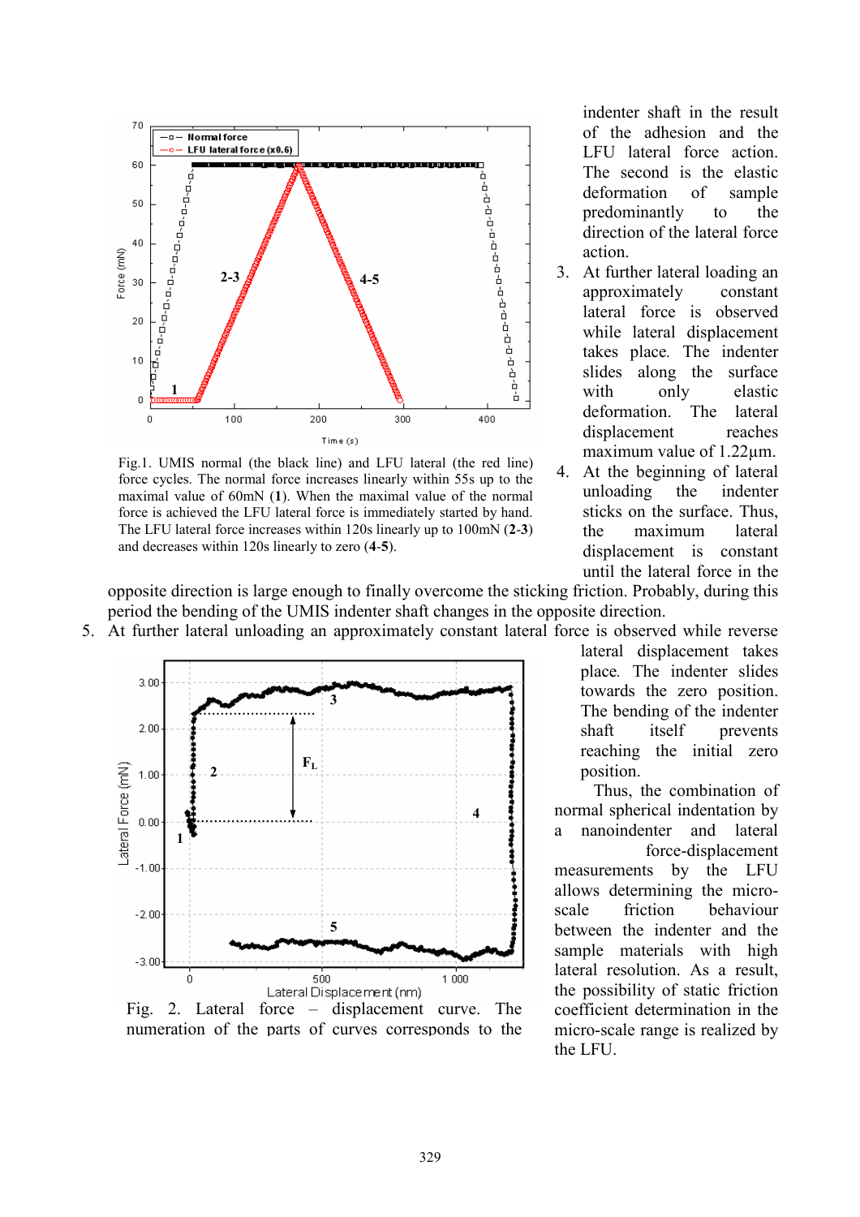Fig.1. UMIS normal (the black line) and LFU lateral (the red line) force cycles. The normal force increases linearly within 55s up to the maximal value of 60mN (**1**). When the maximal value of the normal force is achieved the LFU lateral force is immediately started by hand. The LFU lateral force increases within 120s linearly up to 100mN (**2-3**) and decreases within 120s linearly to zero (**4-5**).

indenter shaft in the result of the adhesion and the LFU lateral force action. The second is the elastic deformation of sample predominantly to the direction of the lateral force action.

3. At further lateral loading an approximately constant lateral force is observed while lateral displacement takes place. The indenter slides along the surface with only elastic deformation. The lateral displacement reaches maximum value of 1.22μm.
4. At the beginning of lateral unloading the indenter sticks on the surface. Thus, the maximum lateral displacement is constant until the lateral force in the opposite direction is large enough to finally overcome the sticking friction. Probably, during this period the bending of the UMIS indenter shaft changes in the opposite direction.
5. At further lateral unloading an approximately constant lateral force is observed while reverse lateral displacement takes place. The indenter slides towards the zero position. The bending of the indenter shaft itself prevents reaching the initial zero position.

Fig. 2. Lateral force – displacement curve. The numeration of the parts of curves corresponds to the

Thus, the combination of normal spherical indentation by a nanoindenter and lateral force-displacement measurements by the LFU allows determining the micro-scale friction behaviour between the indenter and the sample materials with high lateral resolution. As a result, the possibility of static friction coefficient determination in the micro-scale range is realized by the LFU.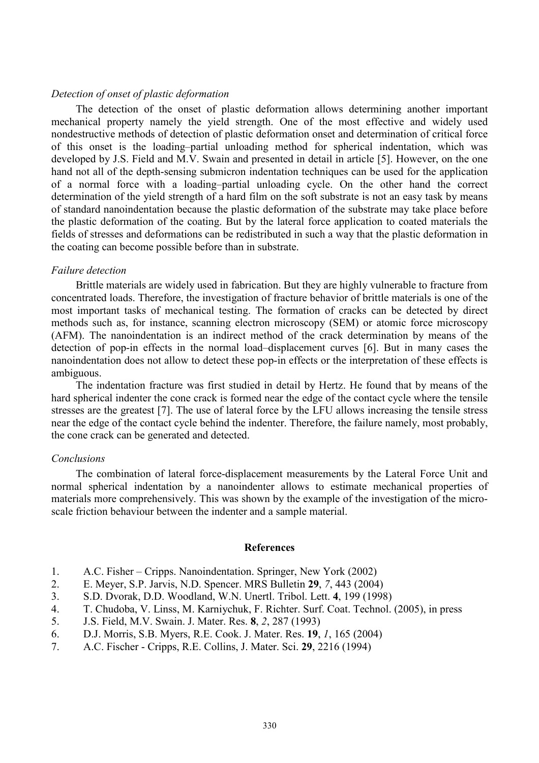*Detection of onset of plastic deformation*

The detection of the onset of plastic deformation allows determining another important mechanical property namely the yield strength. One of the most effective and widely used nondestructive methods of detection of plastic deformation onset and determination of critical force of this onset is the loading–partial unloading method for spherical indentation, which was developed by J.S. Field and M.V. Swain and presented in detail in article [5]. However, on the one hand not all of the depth-sensing submicron indentation techniques can be used for the application of a normal force with a loading–partial unloading cycle. On the other hand the correct determination of the yield strength of a hard film on the soft substrate is not an easy task by means of standard nanoindentation because the plastic deformation of the substrate may take place before the plastic deformation of the coating. But by the lateral force application to coated materials the fields of stresses and deformations can be redistributed in such a way that the plastic deformation in the coating can become possible before than in substrate.

*Failure detection*

Brittle materials are widely used in fabrication. But they are highly vulnerable to fracture from concentrated loads. Therefore, the investigation of fracture behavior of brittle materials is one of the most important tasks of mechanical testing. The formation of cracks can be detected by direct methods such as, for instance, scanning electron microscopy (SEM) or atomic force microscopy (AFM). The nanoindentation is an indirect method of the crack determination by means of the detection of pop-in effects in the normal load–displacement curves [6]. But in many cases the nanoindentation does not allow to detect these pop-in effects or the interpretation of these effects is ambiguous.

The indentation fracture was first studied in detail by Hertz. He found that by means of the hard spherical indenter the cone crack is formed near the edge of the contact cycle where the tensile stresses are the greatest [7]. The use of lateral force by the LFU allows increasing the tensile stress near the edge of the contact cycle behind the indenter. Therefore, the failure namely, most probably, the cone crack can be generated and detected.

*Conclusions*

The combination of lateral force-displacement measurements by the Lateral Force Unit and normal spherical indentation by a nanoindenter allows to estimate mechanical properties of materials more comprehensively. This was shown by the example of the investigation of the micro-scale friction behaviour between the indenter and a sample material.

## References

1. A.C. Fisher – Cripps. Nanoindentation. Springer, New York (2002)
2. E. Meyer, S.P. Jarvis, N.D. Spencer. MRS Bulletin **29**, *7*, 443 (2004)
3. S.D. Dvorak, D.D. Woodland, W.N. Unertl. Tribol. Lett. **4**, 199 (1998)
4. T. Chudoba, V. Linss, M. Karniychuk, F. Richter. Surf. Coat. Technol. (2005), in press
5. J.S. Field, M.V. Swain. J. Mater. Res. **8**, *2*, 287 (1993)
6. D.J. Morris, S.B. Myers, R.E. Cook. J. Mater. Res. **19**, *1*, 165 (2004)
7. A.C. Fischer - Cripps, R.E. Collins, J. Mater. Sci. **29**, 2216 (1994)